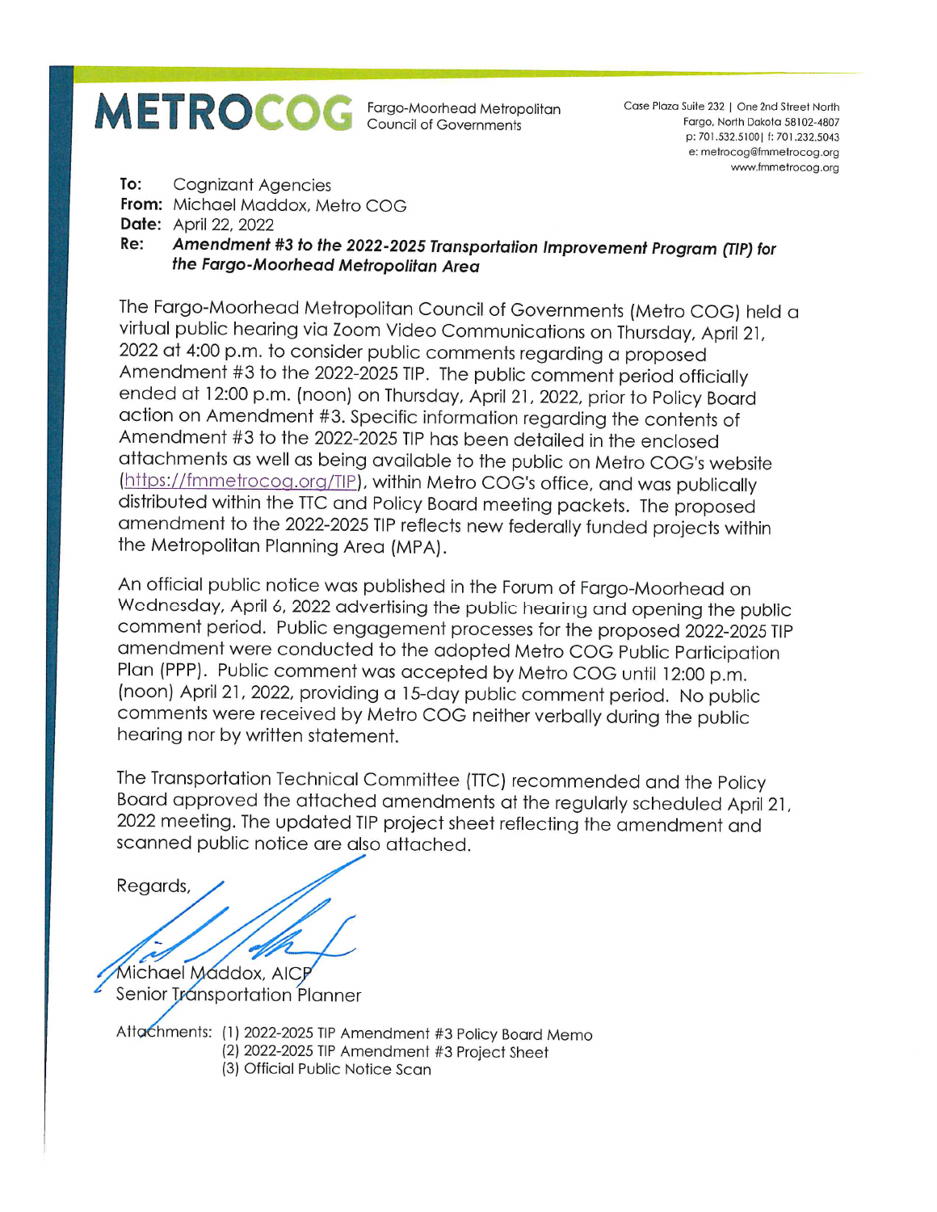**METROCOG** Fargo-Moorhead Metropolitan Council of Governments

Case Plaza Suite 232 | One 2nd Street North
Fargo, North Dakota 58102-4807
p: 701.532.5100| f: 701.232.5043
e: metrocog@fmmetrocog.org
www.fmmetrocog.org

**To:** Cognizant Agencies
**From:** Michael Maddox, Metro COG
**Date:** April 22, 2022
**Re:** ***Amendment #3 to the 2022-2025 Transportation Improvement Program (TIP) for the Fargo-Moorhead Metropolitan Area***

The Fargo-Moorhead Metropolitan Council of Governments (Metro COG) held a virtual public hearing via Zoom Video Communications on Thursday, April 21, 2022 at 4:00 p.m. to consider public comments regarding a proposed Amendment #3 to the 2022-2025 TIP. The public comment period officially ended at 12:00 p.m. (noon) on Thursday, April 21, 2022, prior to Policy Board action on Amendment #3. Specific information regarding the contents of Amendment #3 to the 2022-2025 TIP has been detailed in the enclosed attachments as well as being available to the public on Metro COG's website (https://fmmetrocog.org/TIP), within Metro COG's office, and was publically distributed within the TTC and Policy Board meeting packets. The proposed amendment to the 2022-2025 TIP reflects new federally funded projects within the Metropolitan Planning Area (MPA).

An official public notice was published in the Forum of Fargo-Moorhead on Wednesday, April 6, 2022 advertising the public hearing and opening the public comment period. Public engagement processes for the proposed 2022-2025 TIP amendment were conducted to the adopted Metro COG Public Participation Plan (PPP). Public comment was accepted by Metro COG until 12:00 p.m. (noon) April 21, 2022, providing a 15-day public comment period. No public comments were received by Metro COG neither verbally during the public hearing nor by written statement.

The Transportation Technical Committee (TTC) recommended and the Policy Board approved the attached amendments at the regularly scheduled April 21, 2022 meeting. The updated TIP project sheet reflecting the amendment and scanned public notice are also attached.

Regards,

Michael Maddox, AICP
Senior Transportation Planner

Attachments: (1) 2022-2025 TIP Amendment #3 Policy Board Memo
(2) 2022-2025 TIP Amendment #3 Project Sheet
(3) Official Public Notice Scan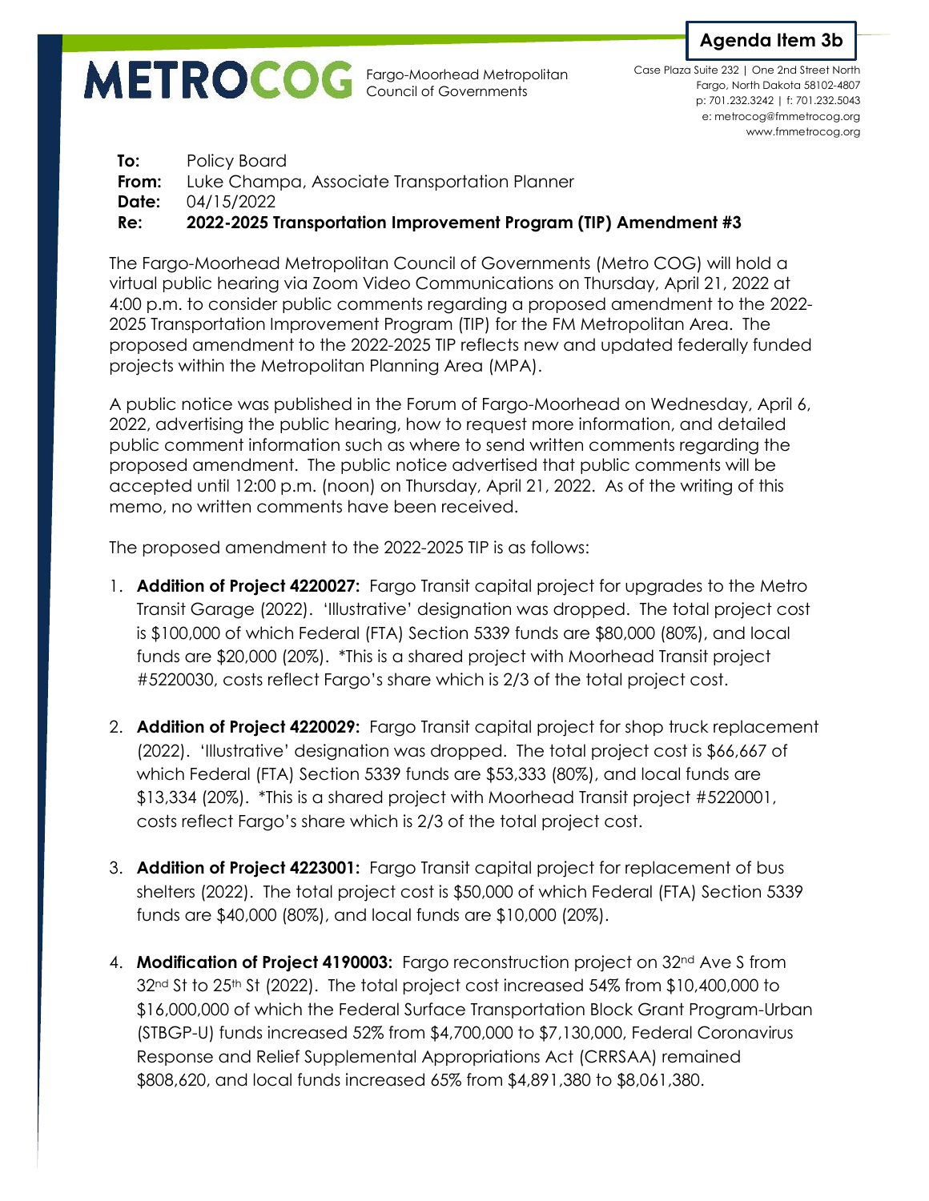Agenda Item 3b

**METROCOG** Fargo-Moorhead Metropolitan Council of Governments

Case Plaza Suite 232 | One 2nd Street North
Fargo, North Dakota 58102-4807
p: 701.232.3242 | f: 701.232.5043
e: metrocog@fmmetrocog.org
www.fmmetrocog.org

**To:** Policy Board
**From:** Luke Champa, Associate Transportation Planner
**Date:** 04/15/2022
**Re:** **2022-2025 Transportation Improvement Program (TIP) Amendment #3**

The Fargo-Moorhead Metropolitan Council of Governments (Metro COG) will hold a virtual public hearing via Zoom Video Communications on Thursday, April 21, 2022 at 4:00 p.m. to consider public comments regarding a proposed amendment to the 2022-2025 Transportation Improvement Program (TIP) for the FM Metropolitan Area. The proposed amendment to the 2022-2025 TIP reflects new and updated federally funded projects within the Metropolitan Planning Area (MPA).

A public notice was published in the Forum of Fargo-Moorhead on Wednesday, April 6, 2022, advertising the public hearing, how to request more information, and detailed public comment information such as where to send written comments regarding the proposed amendment. The public notice advertised that public comments will be accepted until 12:00 p.m. (noon) on Thursday, April 21, 2022. As of the writing of this memo, no written comments have been received.

The proposed amendment to the 2022-2025 TIP is as follows:

1. **Addition of Project 4220027:** Fargo Transit capital project for upgrades to the Metro Transit Garage (2022). 'Illustrative' designation was dropped. The total project cost is $100,000 of which Federal (FTA) Section 5339 funds are $80,000 (80%), and local funds are $20,000 (20%). *This is a shared project with Moorhead Transit project #5220030, costs reflect Fargo's share which is 2/3 of the total project cost.

2. **Addition of Project 4220029:** Fargo Transit capital project for shop truck replacement (2022). 'Illustrative' designation was dropped. The total project cost is $66,667 of which Federal (FTA) Section 5339 funds are $53,333 (80%), and local funds are $13,334 (20%). *This is a shared project with Moorhead Transit project #5220001, costs reflect Fargo's share which is 2/3 of the total project cost.

3. **Addition of Project 4223001:** Fargo Transit capital project for replacement of bus shelters (2022). The total project cost is $50,000 of which Federal (FTA) Section 5339 funds are $40,000 (80%), and local funds are $10,000 (20%).

4. **Modification of Project 4190003:** Fargo reconstruction project on 32nd Ave S from 32nd St to 25th St (2022). The total project cost increased 54% from $10,400,000 to $16,000,000 of which the Federal Surface Transportation Block Grant Program-Urban (STBGP-U) funds increased 52% from $4,700,000 to $7,130,000, Federal Coronavirus Response and Relief Supplemental Appropriations Act (CRRSAA) remained $808,620, and local funds increased 65% from $4,891,380 to $8,061,380.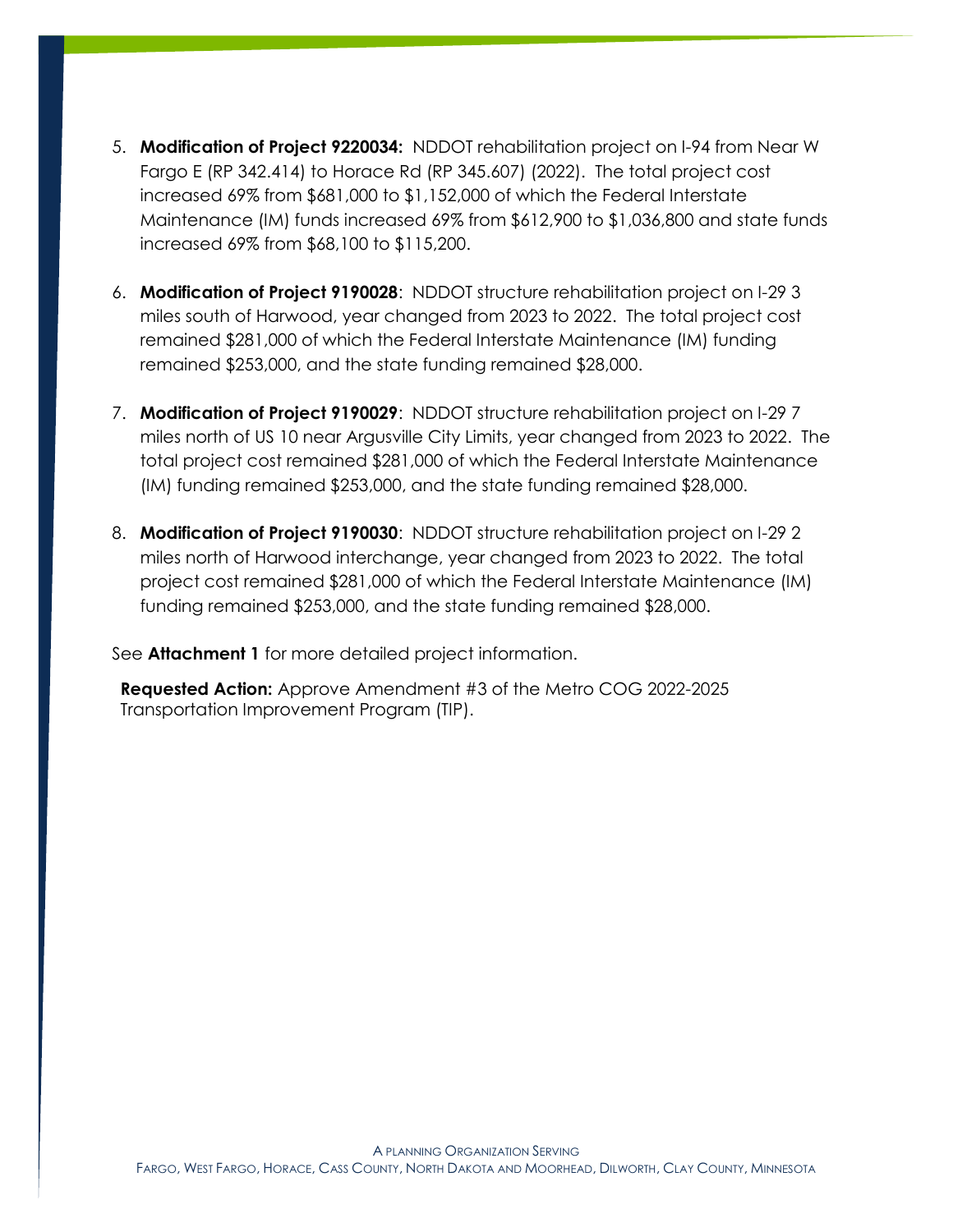5. **Modification of Project 9220034:** NDDOT rehabilitation project on I-94 from Near W Fargo E (RP 342.414) to Horace Rd (RP 345.607) (2022). The total project cost increased 69% from $681,000 to $1,152,000 of which the Federal Interstate Maintenance (IM) funds increased 69% from $612,900 to $1,036,800 and state funds increased 69% from $68,100 to $115,200.

6. **Modification of Project 9190028**: NDDOT structure rehabilitation project on I-29 3 miles south of Harwood, year changed from 2023 to 2022. The total project cost remained $281,000 of which the Federal Interstate Maintenance (IM) funding remained $253,000, and the state funding remained $28,000.

7. **Modification of Project 9190029**: NDDOT structure rehabilitation project on I-29 7 miles north of US 10 near Argusville City Limits, year changed from 2023 to 2022. The total project cost remained $281,000 of which the Federal Interstate Maintenance (IM) funding remained $253,000, and the state funding remained $28,000.

8. **Modification of Project 9190030**: NDDOT structure rehabilitation project on I-29 2 miles north of Harwood interchange, year changed from 2023 to 2022. The total project cost remained $281,000 of which the Federal Interstate Maintenance (IM) funding remained $253,000, and the state funding remained $28,000.

See **Attachment 1** for more detailed project information.

**Requested Action:** Approve Amendment #3 of the Metro COG 2022-2025 Transportation Improvement Program (TIP).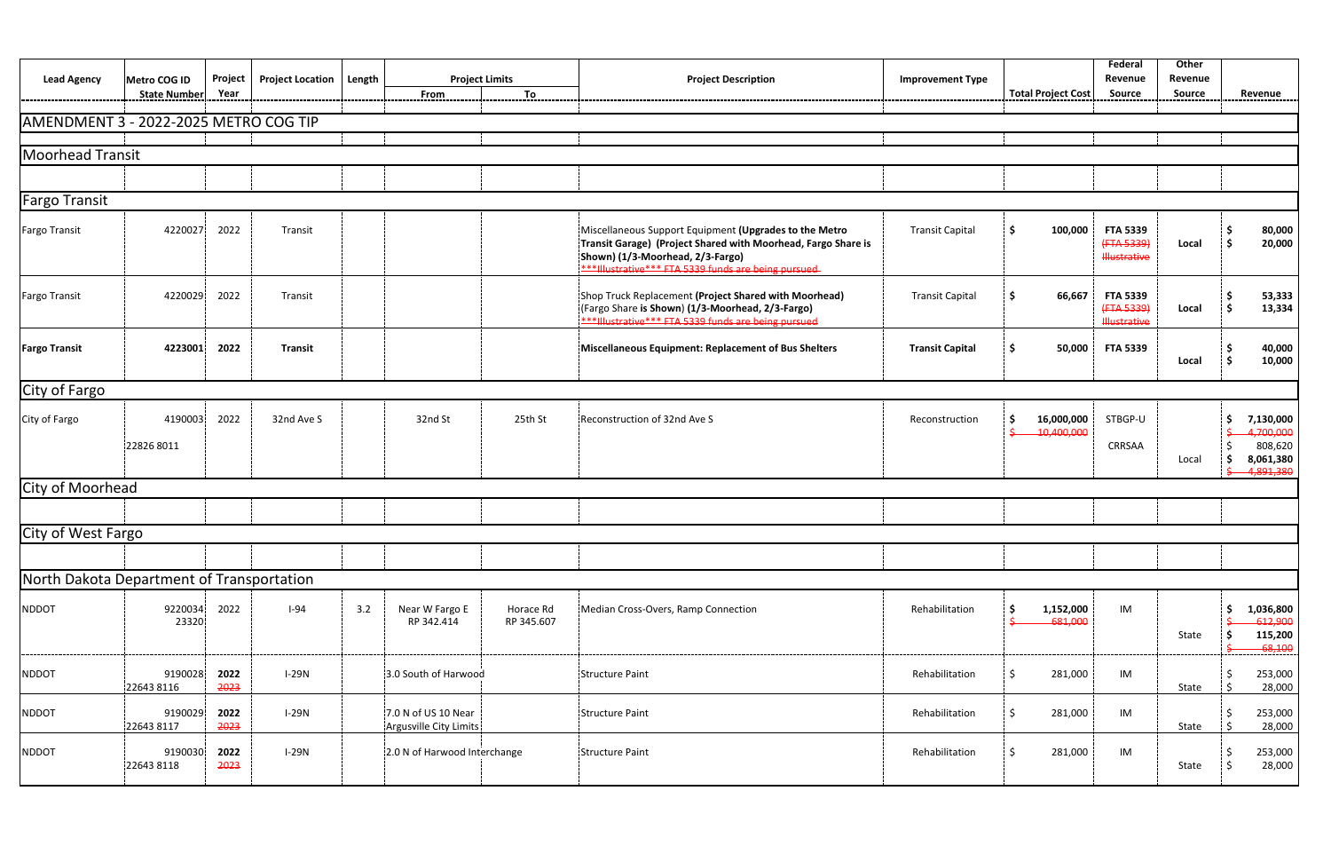| Lead Agency | Metro COG ID / State Number | Project Year | Project Location | Length | Project Limits From | Project Limits To | Project Description | Improvement Type | Total Project Cost | Federal Revenue Source | Other Revenue Source | Revenue |
|---|---|---|---|---|---|---|---|---|---|---|---|---|
| **AMENDMENT 3 - 2022-2025 METRO COG TIP** | | | | | | | | | | | | |
| **Moorhead Transit** | | | | | | | | | | | | |
| **Fargo Transit** | | | | | | | | | | | | |
| Fargo Transit | 4220027 | 2022 | Transit | | | | Miscellaneous Support Equipment **(Upgrades to the Metro Transit Garage) (Project Shared with Moorhead, Fargo Share is Shown) (1/3-Moorhead, 2/3-Fargo)** ~~***Illustrative*** FTA 5339 funds are being pursued~~ | Transit Capital | $ 100,000 | **FTA 5339** ~~(FTA 5339) Illustrative~~ | Local | $ 80,000 / $ 20,000 |
| Fargo Transit | 4220029 | 2022 | Transit | | | | Shop Truck Replacement **(Project Shared with Moorhead)** (Fargo Share **is Shown**) **(1/3-Moorhead, 2/3-Fargo)** ~~***Illustrative*** FTA 5339 funds are being pursued~~ | Transit Capital | $ 66,667 | **FTA 5339** ~~(FTA 5339) Illustrative~~ | Local | $ 53,333 / $ 13,334 |
| **Fargo Transit** | **4223001** | **2022** | **Transit** | | | | **Miscellaneous Equipment: Replacement of Bus Shelters** | **Transit Capital** | **$ 50,000** | **FTA 5339** | **Local** | **$ 40,000** / **$ 10,000** |
| **City of Fargo** | | | | | | | | | | | | |
| City of Fargo | 4190003 / 22826 8011 | 2022 | 32nd Ave S | | 32nd St | 25th St | Reconstruction of 32nd Ave S | Reconstruction | **$ 16,000,000** ~~$ 10,400,000~~ | STBGP-U / CRRSAA | Local | **$ 7,130,000** ~~$ 4,700,000~~ / $ 808,620 / **$ 8,061,380** ~~$ 4,891,380~~ |
| **City of Moorhead** | | | | | | | | | | | | |
| **City of West Fargo** | | | | | | | | | | | | |
| **North Dakota Department of Transportation** | | | | | | | | | | | | |
| NDDOT | 9220034 / 23320 | 2022 | I-94 | 3.2 | Near W Fargo E RP 342.414 | Horace Rd RP 345.607 | Median Cross-Overs, Ramp Connection | Rehabilitation | **$ 1,152,000** ~~$ 681,000~~ | IM | State | **$ 1,036,800** ~~$ 612,900~~ / **$ 115,200** ~~$ 68,100~~ |
| NDDOT | 9190028 / 22643 8116 | **2022** ~~2023~~ | I-29N | | 3.0 South of Harwood | | Structure Paint | Rehabilitation | $ 281,000 | IM | State | $ 253,000 / $ 28,000 |
| NDDOT | 9190029 / 22643 8117 | **2022** ~~2023~~ | I-29N | | 7.0 N of US 10 Near Argusville City Limits | | Structure Paint | Rehabilitation | $ 281,000 | IM | State | $ 253,000 / $ 28,000 |
| NDDOT | 9190030 / 22643 8118 | **2022** ~~2023~~ | I-29N | | 2.0 N of Harwood Interchange | | Structure Paint | Rehabilitation | $ 281,000 | IM | State | $ 253,000 / $ 28,000 |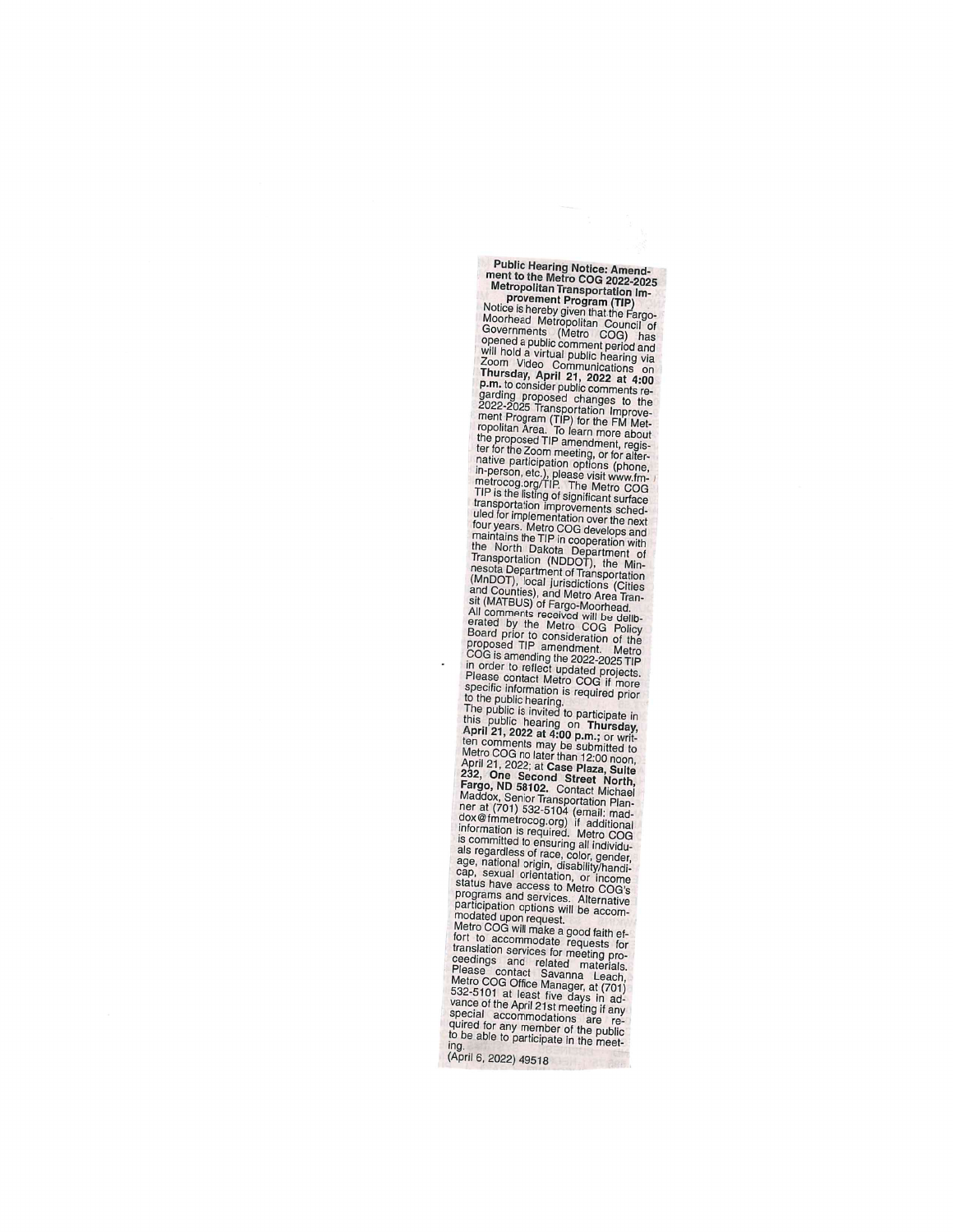**Public Hearing Notice: Amendment to the Metro COG 2022-2025 Metropolitan Transportation Improvement Program (TIP)**

Notice is hereby given that the Fargo-Moorhead Metropolitan Council of Governments (Metro COG) has opened a public comment period and will hold a virtual public hearing via Zoom Video Communications on **Thursday, April 21, 2022 at 4:00 p.m.** to consider public comments regarding proposed changes to the 2022-2025 Transportation Improvement Program (TIP) for the FM Metropolitan Area. To learn more about the proposed TIP amendment, register for the Zoom meeting, or for alternative participation options (phone, in-person, etc.), please visit www.fmmetrocog.org/TIP. The Metro COG TIP is the listing of significant surface transportation improvements scheduled for implementation over the next four years. Metro COG develops and maintains the TIP in cooperation with the North Dakota Department of Transportation (NDDOT), the Minnesota Department of Transportation (MnDOT), local jurisdictions (Cities and Counties), and Metro Area Transit (MATBUS) of Fargo-Moorhead.

All comments received will be deliberated by the Metro COG Policy Board prior to consideration of the proposed TIP amendment. Metro COG is amending the 2022-2025 TIP in order to reflect updated projects. Please contact Metro COG if more specific information is required prior to the public hearing.

The public is invited to participate in this public hearing on **Thursday, April 21, 2022 at 4:00 p.m.;** or written comments may be submitted to Metro COG no later than 12:00 noon, April 21, 2022; at **Case Plaza, Suite 232, One Second Street North, Fargo, ND 58102.** Contact Michael Maddox, Senior Transportation Planner at (701) 532-5104 (email: maddox@fmmetrocog.org) if additional information is required. Metro COG is committed to ensuring all individuals regardless of race, color, gender, age, national origin, disability/handicap, sexual orientation, or income status have access to Metro COG's programs and services. Alternative participation options will be accommodated upon request.

Metro COG will make a good faith effort to accommodate requests for translation services for meeting proceedings and related materials. Please contact Savanna Leach, Metro COG Office Manager, at (701) 532-5101 at least five days in advance of the April 21st meeting if any special accommodations are required for any member of the public to be able to participate in the meeting.

(April 6, 2022) 49518